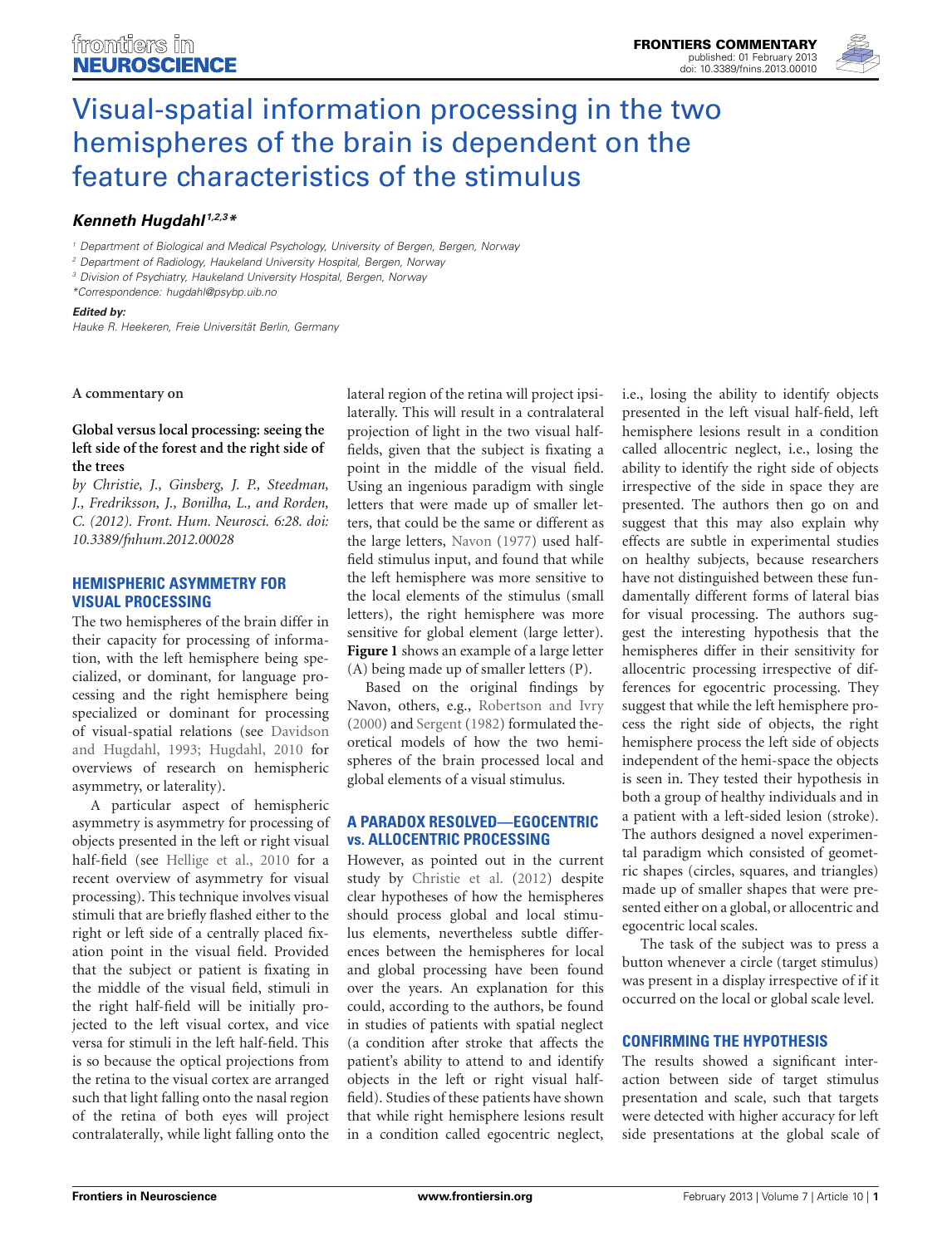# Visual-spatial information processing in the two hemispheres of the brain is dependent on the feature characteristics of the stimulus

**Kenneth Hugdahl[1,2,3]***

[1] Department of Biological and Medical Psychology, University of Bergen, Bergen, Norway

[2] Department of Radiology, Haukeland University Hospital, Bergen, Norway

[3] Division of Psychiatry, Haukeland University Hospital, Bergen, Norway

*Correspondence: hugdahl@psybp.uib.no

**Edited by:**

Hauke R. Heekeren, Freie Universität Berlin, Germany

**A commentary on**

**Global versus local processing: seeing the left side of the forest and the right side of the trees**

*by Christie, J., Ginsberg, J. P., Steedman, J., Fredriksson, J., Bonilha, L., and Rorden, C. (2012). Front. Hum. Neurosci. 6:28. doi: 10.3389/fnhum.2012.00028*

## HEMISPHERIC ASYMMETRY FOR VISUAL PROCESSING

The two hemispheres of the brain differ in their capacity for processing of information, with the left hemisphere being specialized, or dominant, for language processing and the right hemisphere being specialized or dominant for processing of visual-spatial relations (see Davidson and Hugdahl, 1993; Hugdahl, 2010 for overviews of research on hemispheric asymmetry, or laterality).

A particular aspect of hemispheric asymmetry is asymmetry for processing of objects presented in the left or right visual half-field (see Hellige et al., 2010 for a recent overview of asymmetry for visual processing). This technique involves visual stimuli that are briefly flashed either to the right or left side of a centrally placed fixation point in the visual field. Provided that the subject or patient is fixating in the middle of the visual field, stimuli in the right half-field will be initially projected to the left visual cortex, and vice versa for stimuli in the left half-field. This is so because the optical projections from the retina to the visual cortex are arranged such that light falling onto the nasal region of the retina of both eyes will project contralaterally, while light falling onto the lateral region of the retina will project ipsilaterally. This will result in a contralateral projection of light in the two visual half-fields, given that the subject is fixating a point in the middle of the visual field. Using an ingenious paradigm with single letters that were made up of smaller letters, that could be the same or different as the large letters, Navon (1977) used half-field stimulus input, and found that while the left hemisphere was more sensitive to the local elements of the stimulus (small letters), the right hemisphere was more sensitive for global element (large letter). **Figure 1** shows an example of a large letter (A) being made up of smaller letters (P).

Based on the original findings by Navon, others, e.g., Robertson and Ivry (2000) and Sergent (1982) formulated theoretical models of how the two hemispheres of the brain processed local and global elements of a visual stimulus.

## A PARADOX RESOLVED—EGOCENTRIC vs. ALLOCENTRIC PROCESSING

However, as pointed out in the current study by Christie et al. (2012) despite clear hypotheses of how the hemispheres should process global and local stimulus elements, nevertheless subtle differences between the hemispheres for local and global processing have been found over the years. An explanation for this could, according to the authors, be found in studies of patients with spatial neglect (a condition after stroke that affects the patient's ability to attend to and identify objects in the left or right visual half-field). Studies of these patients have shown that while right hemisphere lesions result in a condition called egocentric neglect, i.e., losing the ability to identify objects presented in the left visual half-field, left hemisphere lesions result in a condition called allocentric neglect, i.e., losing the ability to identify the right side of objects irrespective of the side in space they are presented. The authors then go on and suggest that this may also explain why effects are subtle in experimental studies on healthy subjects, because researchers have not distinguished between these fundamentally different forms of lateral bias for visual processing. The authors suggest the interesting hypothesis that the hemispheres differ in their sensitivity for allocentric processing irrespective of differences for egocentric processing. They suggest that while the left hemisphere process the right side of objects, the right hemisphere process the left side of objects independent of the hemi-space the objects is seen in. They tested their hypothesis in both a group of healthy individuals and in a patient with a left-sided lesion (stroke). The authors designed a novel experimental paradigm which consisted of geometric shapes (circles, squares, and triangles) made up of smaller shapes that were presented either on a global, or allocentric and egocentric local scales.

The task of the subject was to press a button whenever a circle (target stimulus) was present in a display irrespective of if it occurred on the local or global scale level.

## CONFIRMING THE HYPOTHESIS

The results showed a significant interaction between side of target stimulus presentation and scale, such that targets were detected with higher accuracy for left side presentations at the global scale of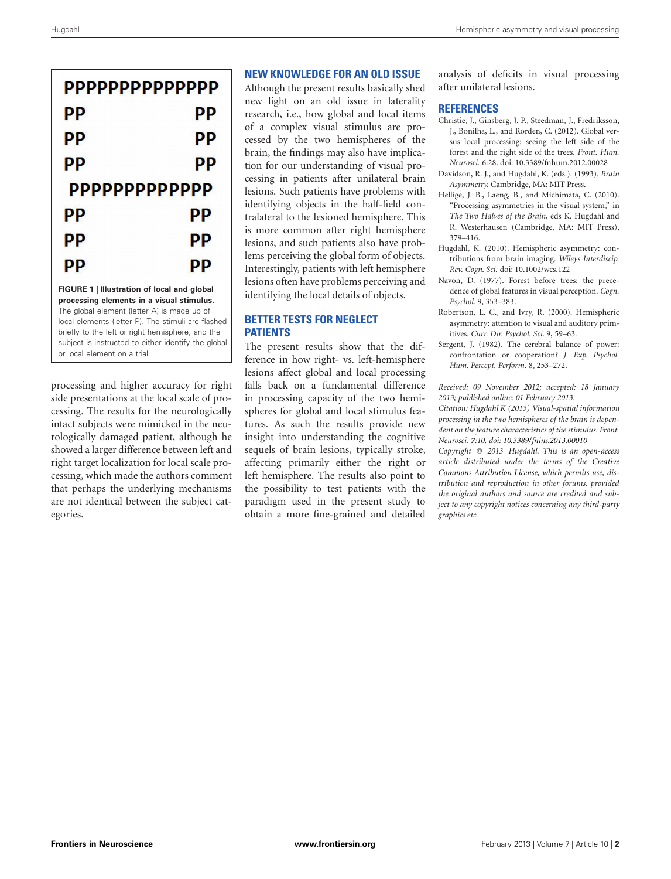PPPPPPPPPPPPPP
PP PP
PP PP
PP PP
PPPPPPPPPPPP
PP PP
PP PP
PP PP

**FIGURE 1 | Illustration of local and global processing elements in a visual stimulus.** The global element (letter A) is made up of local elements (letter P). The stimuli are flashed briefly to the left or right hemisphere, and the subject is instructed to either identify the global or local element on a trial.

processing and higher accuracy for right side presentations at the local scale of processing. The results for the neurologically intact subjects were mimicked in the neurologically damaged patient, although he showed a larger difference between left and right target localization for local scale processing, which made the authors comment that perhaps the underlying mechanisms are not identical between the subject categories.

## NEW KNOWLEDGE FOR AN OLD ISSUE

Although the present results basically shed new light on an old issue in laterality research, i.e., how global and local items of a complex visual stimulus are processed by the two hemispheres of the brain, the findings may also have implication for our understanding of visual processing in patients after unilateral brain lesions. Such patients have problems with identifying objects in the half-field contralateral to the lesioned hemisphere. This is more common after right hemisphere lesions, and such patients also have problems perceiving the global form of objects. Interestingly, patients with left hemisphere lesions often have problems perceiving and identifying the local details of objects.

## BETTER TESTS FOR NEGLECT PATIENTS

The present results show that the difference in how right- vs. left-hemisphere lesions affect global and local processing falls back on a fundamental difference in processing capacity of the two hemispheres for global and local stimulus features. As such the results provide new insight into understanding the cognitive sequels of brain lesions, typically stroke, affecting primarily either the right or left hemisphere. The results also point to the possibility to test patients with the paradigm used in the present study to obtain a more fine-grained and detailed analysis of deficits in visual processing after unilateral lesions.

## REFERENCES

Christie, J., Ginsberg, J. P., Steedman, J., Fredriksson, J., Bonilha, L., and Rorden, C. (2012). Global versus local processing: seeing the left side of the forest and the right side of the trees. *Front. Hum. Neurosci.* 6:28. doi: 10.3389/fnhum.2012.00028

Davidson, R. J., and Hugdahl, K. (eds.). (1993). *Brain Asymmetry.* Cambridge, MA: MIT Press.

Hellige, J. B., Laeng, B., and Michimata, C. (2010). "Processing asymmetries in the visual system," in *The Two Halves of the Brain,* eds K. Hugdahl and R. Westerhausen (Cambridge, MA: MIT Press), 379–416.

Hugdahl, K. (2010). Hemispheric asymmetry: contributions from brain imaging. *Wileys Interdiscip. Rev. Cogn. Sci.* doi: 10.1002/wcs.122

Navon, D. (1977). Forest before trees: the precedence of global features in visual perception. *Cogn. Psychol.* 9, 353–383.

Robertson, L. C., and Ivry, R. (2000). Hemispheric asymmetry: attention to visual and auditory primitives. *Curr. Dir. Psychol. Sci.* 9, 59–63.

Sergent, J. (1982). The cerebral balance of power: confrontation or cooperation? *J. Exp. Psychol. Hum. Percept. Perform.* 8, 253–272.

*Received: 09 November 2012; accepted: 18 January 2013; published online: 01 February 2013.*

*Citation: Hugdahl K (2013) Visual-spatial information processing in the two hemispheres of the brain is dependent on the feature characteristics of the stimulus. Front. Neurosci. 7:10. doi: 10.3389/fnins.2013.00010*

*Copyright © 2013 Hugdahl. This is an open-access article distributed under the terms of the Creative Commons Attribution License, which permits use, distribution and reproduction in other forums, provided the original authors and source are credited and subject to any copyright notices concerning any third-party graphics etc.*